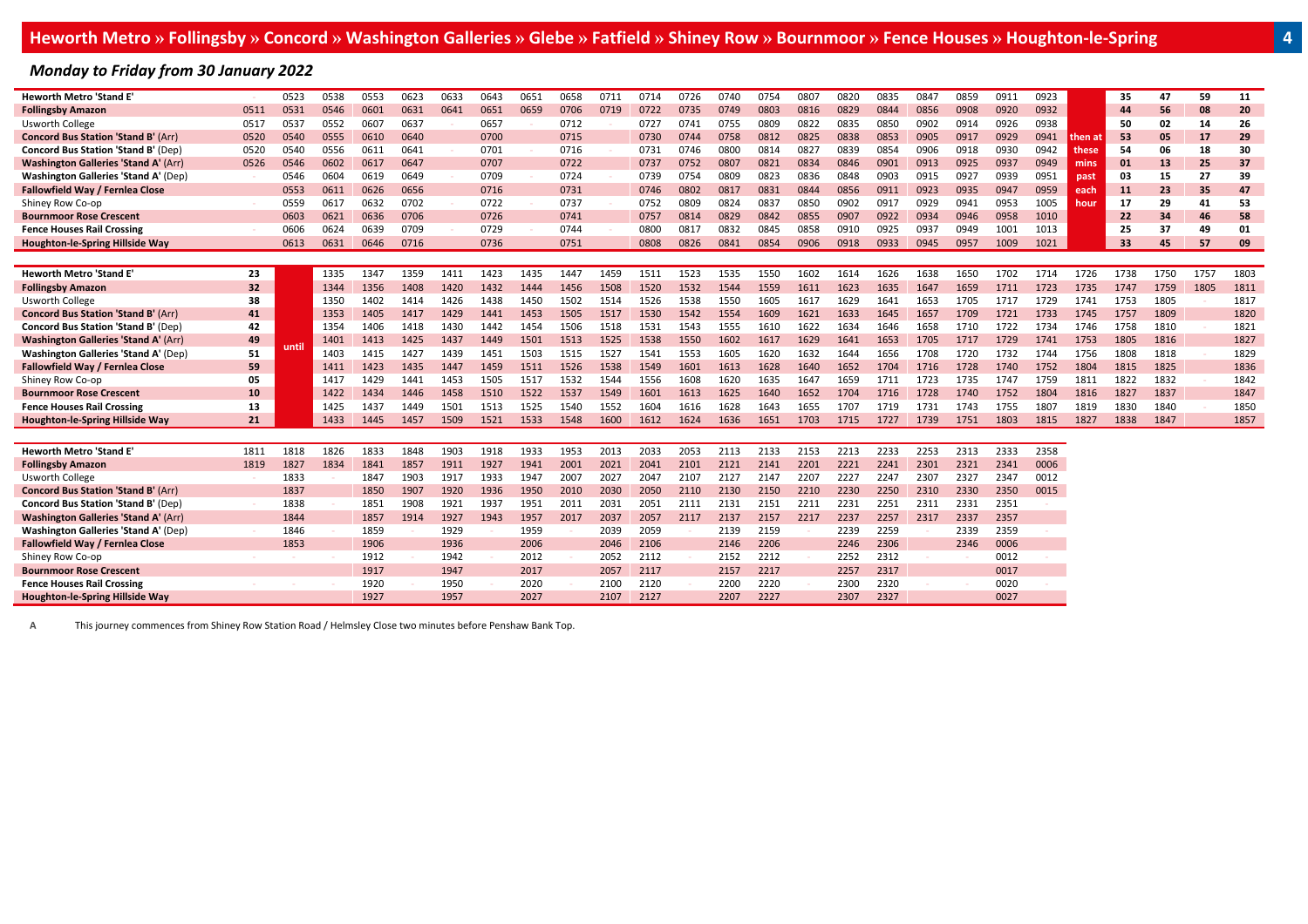# Heworth Metro » Follingsby » Concord » Washington Galleries » Glebe » Fatfield » Shiney Row » Bournmoor » Fence Houses » Houghton-le-Spring

4

## *Monday to Friday from 30 January 2022*

| **Heworth Metro 'Stand E'** | - | 0523 | 0538 | 0553 | 0623 | 0633 | 0643 | 0651 | 0658 | 0711 | 0714 | 0726 | 0740 | 0754 | 0807 | 0820 | 0835 | 0847 | 0859 | 0911 | 0923 | | **35** | **47** | **59** | **11** |
|---|---|---|---|---|---|---|---|---|---|---|---|---|---|---|---|---|---|---|---|---|---|---|---|---|---|---|
| **Follingsby Amazon** | 0511 | 0531 | 0546 | 0601 | 0631 | 0641 | 0651 | 0659 | 0706 | 0719 | 0722 | 0735 | 0749 | 0803 | 0816 | 0829 | 0844 | 0856 | 0908 | 0920 | 0932 | | **44** | **56** | **08** | **20** |
| Usworth College | 0517 | 0537 | 0552 | 0607 | 0637 | - | 0657 | - | 0712 | - | 0727 | 0741 | 0755 | 0809 | 0822 | 0835 | 0850 | 0902 | 0914 | 0926 | 0938 | | **50** | **02** | **14** | **26** |
| **Concord Bus Station 'Stand B'** (Arr) | 0520 | 0540 | 0555 | 0610 | 0640 | | 0700 | | 0715 | | 0730 | 0744 | 0758 | 0812 | 0825 | 0838 | 0853 | 0905 | 0917 | 0929 | 0941 | **then at** | **53** | **05** | **17** | **29** |
| **Concord Bus Station 'Stand B'** (Dep) | 0520 | 0540 | 0556 | 0611 | 0641 | - | 0701 | - | 0716 | - | 0731 | 0746 | 0800 | 0814 | 0827 | 0839 | 0854 | 0906 | 0918 | 0930 | 0942 | **these** | **54** | **06** | **18** | **30** |
| **Washington Galleries 'Stand A'** (Arr) | 0526 | 0546 | 0602 | 0617 | 0647 | | 0707 | | 0722 | | 0737 | 0752 | 0807 | 0821 | 0834 | 0846 | 0901 | 0913 | 0925 | 0937 | 0949 | **mins** | **01** | **13** | **25** | **37** |
| **Washington Galleries 'Stand A'** (Dep) | - | 0546 | 0604 | 0619 | 0649 | - | 0709 | - | 0724 | - | 0739 | 0754 | 0809 | 0823 | 0836 | 0848 | 0903 | 0915 | 0927 | 0939 | 0951 | **past** | **03** | **15** | **27** | **39** |
| **Fallowfield Way / Fernlea Close** | | 0553 | 0611 | 0626 | 0656 | | 0716 | | 0731 | | 0746 | 0802 | 0817 | 0831 | 0844 | 0856 | 0911 | 0923 | 0935 | 0947 | 0959 | **each** | **11** | **23** | **35** | **47** |
| Shiney Row Co-op | - | 0559 | 0617 | 0632 | 0702 | - | 0722 | - | 0737 | - | 0752 | 0809 | 0824 | 0837 | 0850 | 0902 | 0917 | 0929 | 0941 | 0953 | 1005 | **hour** | **17** | **29** | **41** | **53** |
| **Bournmoor Rose Crescent** | | 0603 | 0621 | 0636 | 0706 | | 0726 | | 0741 | | 0757 | 0814 | 0829 | 0842 | 0855 | 0907 | 0922 | 0934 | 0946 | 0958 | 1010 | | **22** | **34** | **46** | **58** |
| **Fence Houses Rail Crossing** | - | 0606 | 0624 | 0639 | 0709 | - | 0729 | - | 0744 | - | 0800 | 0817 | 0832 | 0845 | 0858 | 0910 | 0925 | 0937 | 0949 | 1001 | 1013 | | **25** | **37** | **49** | **01** |
| **Houghton-le-Spring Hillside Way** | | 0613 | 0631 | 0646 | 0716 | | 0736 | | 0751 | | 0808 | 0826 | 0841 | 0854 | 0906 | 0918 | 0933 | 0945 | 0957 | 1009 | 1021 | | **33** | **45** | **57** | **09** |

| **Heworth Metro 'Stand E'** | **23** | | 1335 | 1347 | 1359 | 1411 | 1423 | 1435 | 1447 | 1459 | 1511 | 1523 | 1535 | 1550 | 1602 | 1614 | 1626 | 1638 | 1650 | 1702 | 1714 | 1726 | 1738 | 1750 | 1757 | 1803 |
|---|---|---|---|---|---|---|---|---|---|---|---|---|---|---|---|---|---|---|---|---|---|---|---|---|---|---|
| **Follingsby Amazon** | **32** | | 1344 | 1356 | 1408 | 1420 | 1432 | 1444 | 1456 | 1508 | 1520 | 1532 | 1544 | 1559 | 1611 | 1623 | 1635 | 1647 | 1659 | 1711 | 1723 | 1735 | 1747 | 1759 | 1805 | 1811 |
| Usworth College | **38** | | 1350 | 1402 | 1414 | 1426 | 1438 | 1450 | 1502 | 1514 | 1526 | 1538 | 1550 | 1605 | 1617 | 1629 | 1641 | 1653 | 1705 | 1717 | 1729 | 1741 | 1753 | 1805 | - | 1817 |
| **Concord Bus Station 'Stand B'** (Arr) | **41** | | 1353 | 1405 | 1417 | 1429 | 1441 | 1453 | 1505 | 1517 | 1530 | 1542 | 1554 | 1609 | 1621 | 1633 | 1645 | 1657 | 1709 | 1721 | 1733 | 1745 | 1757 | 1809 | | 1820 |
| **Concord Bus Station 'Stand B'** (Dep) | **42** | | 1354 | 1406 | 1418 | 1430 | 1442 | 1454 | 1506 | 1518 | 1531 | 1543 | 1555 | 1610 | 1622 | 1634 | 1646 | 1658 | 1710 | 1722 | 1734 | 1746 | 1758 | 1810 | - | 1821 |
| **Washington Galleries 'Stand A'** (Arr) | **49** | **until** | 1401 | 1413 | 1425 | 1437 | 1449 | 1501 | 1513 | 1525 | 1538 | 1550 | 1602 | 1617 | 1629 | 1641 | 1653 | 1705 | 1717 | 1729 | 1741 | 1753 | 1805 | 1816 | | 1827 |
| **Washington Galleries 'Stand A'** (Dep) | **51** | | 1403 | 1415 | 1427 | 1439 | 1451 | 1503 | 1515 | 1527 | 1541 | 1553 | 1605 | 1620 | 1632 | 1644 | 1656 | 1708 | 1720 | 1732 | 1744 | 1756 | 1808 | 1818 | - | 1829 |
| **Fallowfield Way / Fernlea Close** | **59** | | 1411 | 1423 | 1435 | 1447 | 1459 | 1511 | 1526 | 1538 | 1549 | 1601 | 1613 | 1628 | 1640 | 1652 | 1704 | 1716 | 1728 | 1740 | 1752 | 1804 | 1815 | 1825 | | 1836 |
| Shiney Row Co-op | **05** | | 1417 | 1429 | 1441 | 1453 | 1505 | 1517 | 1532 | 1544 | 1556 | 1608 | 1620 | 1635 | 1647 | 1659 | 1711 | 1723 | 1735 | 1747 | 1759 | 1811 | 1822 | 1832 | - | 1842 |
| **Bournmoor Rose Crescent** | **10** | | 1422 | 1434 | 1446 | 1458 | 1510 | 1522 | 1537 | 1549 | 1601 | 1613 | 1625 | 1640 | 1652 | 1704 | 1716 | 1728 | 1740 | 1752 | 1804 | 1816 | 1827 | 1837 | | 1847 |
| **Fence Houses Rail Crossing** | **13** | | 1425 | 1437 | 1449 | 1501 | 1513 | 1525 | 1540 | 1552 | 1604 | 1616 | 1628 | 1643 | 1655 | 1707 | 1719 | 1731 | 1743 | 1755 | 1807 | 1819 | 1830 | 1840 | - | 1850 |
| **Houghton-le-Spring Hillside Way** | **21** | | 1433 | 1445 | 1457 | 1509 | 1521 | 1533 | 1548 | 1600 | 1612 | 1624 | 1636 | 1651 | 1703 | 1715 | 1727 | 1739 | 1751 | 1803 | 1815 | 1827 | 1838 | 1847 | | 1857 |

| **Heworth Metro 'Stand E'** | 1811 | 1818 | 1826 | 1833 | 1848 | 1903 | 1918 | 1933 | 1953 | 2013 | 2033 | 2053 | 2113 | 2133 | 2153 | 2213 | 2233 | 2253 | 2313 | 2333 | 2358 |
|---|---|---|---|---|---|---|---|---|---|---|---|---|---|---|---|---|---|---|---|---|---|
| **Follingsby Amazon** | 1819 | 1827 | 1834 | 1841 | 1857 | 1911 | 1927 | 1941 | 2001 | 2021 | 2041 | 2101 | 2121 | 2141 | 2201 | 2221 | 2241 | 2301 | 2321 | 2341 | 0006 |
| Usworth College | - | 1833 | - | 1847 | 1903 | 1917 | 1933 | 1947 | 2007 | 2027 | 2047 | 2107 | 2127 | 2147 | 2207 | 2227 | 2247 | 2307 | 2327 | 2347 | 0012 |
| **Concord Bus Station 'Stand B'** (Arr) | | 1837 | | 1850 | 1907 | 1920 | 1936 | 1950 | 2010 | 2030 | 2050 | 2110 | 2130 | 2150 | 2210 | 2230 | 2250 | 2310 | 2330 | 2350 | 0015 |
| **Concord Bus Station 'Stand B'** (Dep) | - | 1838 | - | 1851 | 1908 | 1921 | 1937 | 1951 | 2011 | 2031 | 2051 | 2111 | 2131 | 2151 | 2211 | 2231 | 2251 | 2311 | 2331 | 2351 | - |
| **Washington Galleries 'Stand A'** (Arr) | | 1844 | | 1857 | 1914 | 1927 | 1943 | 1957 | 2017 | 2037 | 2057 | 2117 | 2137 | 2157 | 2217 | 2237 | 2257 | 2317 | 2337 | 2357 | |
| **Washington Galleries 'Stand A'** (Dep) | - | 1846 | - | 1859 | - | 1929 | - | 1959 | - | 2039 | 2059 | - | 2139 | 2159 | - | 2239 | 2259 | - | 2339 | 2359 | - |
| **Fallowfield Way / Fernlea Close** | | 1853 | | 1906 | | 1936 | | 2006 | | 2046 | 2106 | | 2146 | 2206 | | 2246 | 2306 | | 2346 | 0006 | |
| Shiney Row Co-op | - | - | - | 1912 | - | 1942 | - | 2012 | - | 2052 | 2112 | - | 2152 | 2212 | - | 2252 | 2312 | - | - | 0012 | - |
| **Bournmoor Rose Crescent** | | | | 1917 | | 1947 | | 2017 | | 2057 | 2117 | | 2157 | 2217 | | 2257 | 2317 | | | 0017 | |
| **Fence Houses Rail Crossing** | - | - | - | 1920 | - | 1950 | - | 2020 | - | 2100 | 2120 | - | 2200 | 2220 | - | 2300 | 2320 | - | - | 0020 | - |
| **Houghton-le-Spring Hillside Way** | | | | 1927 | | 1957 | | 2027 | | 2107 | 2127 | | 2207 | 2227 | | 2307 | 2327 | | | 0027 | |

**A** This journey commences from Shiney Row Station Road / Helmsley Close two minutes before Penshaw Bank Top.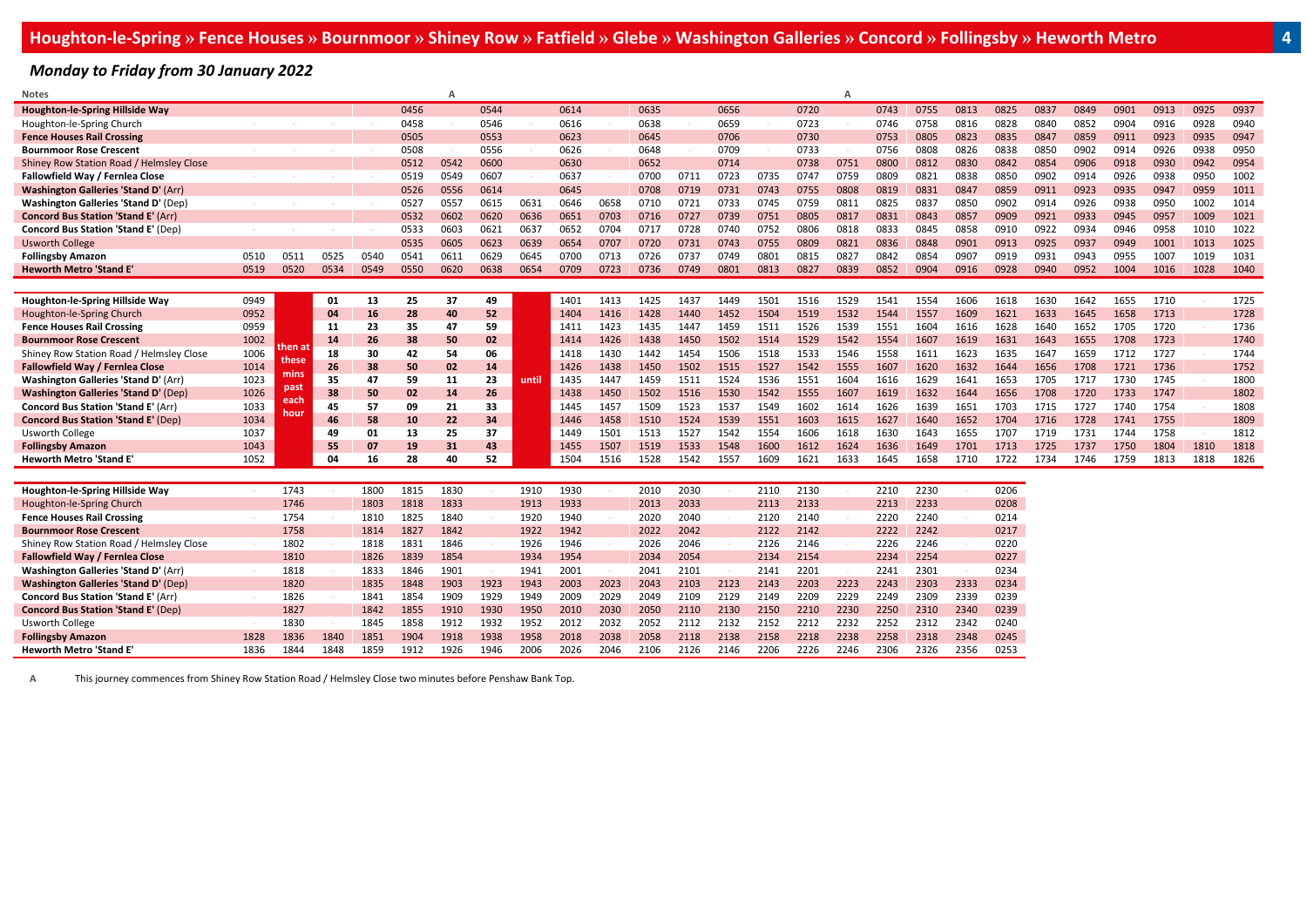# Houghton-le-Spring » Fence Houses » Bournmoor » Shiney Row » Fatfield » Glebe » Washington Galleries » Concord » Follingsby » Heworth Metro

## *Monday to Friday from 30 January 2022*

| Notes | | | | | | A | | | | | | | | | | A | | | | | | | | | | |
|---|---|---|---|---|---|---|---|---|---|---|---|---|---|---|---|---|---|---|---|---|---|---|---|---|---|---|
| **Houghton-le-Spring Hillside Way** | | | | | 0456 | | 0544 | | 0614 | | 0635 | | 0656 | | 0720 | | 0743 | 0755 | 0813 | 0825 | 0837 | 0849 | 0901 | 0913 | 0925 | 0937 |
| Houghton-le-Spring Church | - | - | - | - | 0458 | - | 0546 | - | 0616 | - | 0638 | - | 0659 | - | 0723 | - | 0746 | 0758 | 0816 | 0828 | 0840 | 0852 | 0904 | 0916 | 0928 | 0940 |
| **Fence Houses Rail Crossing** | | | | | 0505 | | 0553 | | 0623 | | 0645 | | 0706 | | 0730 | | 0753 | 0805 | 0823 | 0835 | 0847 | 0859 | 0911 | 0923 | 0935 | 0947 |
| **Bournmoor Rose Crescent** | - | - | - | - | 0508 | - | 0556 | - | 0626 | - | 0648 | - | 0709 | - | 0733 | - | 0756 | 0808 | 0826 | 0838 | 0850 | 0902 | 0914 | 0926 | 0938 | 0950 |
| Shiney Row Station Road / Helmsley Close | | | | | 0512 | 0542 | 0600 | | 0630 | | 0652 | | 0714 | | 0738 | 0751 | 0800 | 0812 | 0830 | 0842 | 0854 | 0906 | 0918 | 0930 | 0942 | 0954 |
| **Fallowfield Way / Fernlea Close** | - | - | - | - | 0519 | 0549 | 0607 | - | 0637 | - | 0700 | 0711 | 0723 | 0735 | 0747 | 0759 | 0809 | 0821 | 0838 | 0850 | 0902 | 0914 | 0926 | 0938 | 0950 | 1002 |
| **Washington Galleries 'Stand D'** (Arr) | | | | | 0526 | 0556 | 0614 | | 0645 | | 0708 | 0719 | 0731 | 0743 | 0755 | 0808 | 0819 | 0831 | 0847 | 0859 | 0911 | 0923 | 0935 | 0947 | 0959 | 1011 |
| **Washington Galleries 'Stand D'** (Dep) | - | - | - | - | 0527 | 0557 | 0615 | 0631 | 0646 | 0658 | 0710 | 0721 | 0733 | 0745 | 0759 | 0811 | 0825 | 0837 | 0850 | 0902 | 0914 | 0926 | 0938 | 0950 | 1002 | 1014 |
| **Concord Bus Station 'Stand E'** (Arr) | | | | | 0532 | 0602 | 0620 | 0636 | 0651 | 0703 | 0716 | 0727 | 0739 | 0751 | 0805 | 0817 | 0831 | 0843 | 0857 | 0909 | 0921 | 0933 | 0945 | 0957 | 1009 | 1021 |
| **Concord Bus Station 'Stand E'** (Dep) | - | - | - | - | 0533 | 0603 | 0621 | 0637 | 0652 | 0704 | 0717 | 0728 | 0740 | 0752 | 0806 | 0818 | 0833 | 0845 | 0858 | 0910 | 0922 | 0934 | 0946 | 0958 | 1010 | 1022 |
| Usworth College | | | | | 0535 | 0605 | 0623 | 0639 | 0654 | 0707 | 0720 | 0731 | 0743 | 0755 | 0809 | 0821 | 0836 | 0848 | 0901 | 0913 | 0925 | 0937 | 0949 | 1001 | 1013 | 1025 |
| **Follingsby Amazon** | 0510 | 0511 | 0525 | 0540 | 0541 | 0611 | 0629 | 0645 | 0700 | 0713 | 0726 | 0737 | 0749 | 0801 | 0815 | 0827 | 0842 | 0854 | 0907 | 0919 | 0931 | 0943 | 0955 | 1007 | 1019 | 1031 |
| **Heworth Metro 'Stand E'** | 0519 | 0520 | 0534 | 0549 | 0550 | 0620 | 0638 | 0654 | 0709 | 0723 | 0736 | 0749 | 0801 | 0813 | 0827 | 0839 | 0852 | 0904 | 0916 | 0928 | 0940 | 0952 | 1004 | 1016 | 1028 | 1040 |

| | | | | | | | | | | | | | | | | | | | | | | | | | | |
|---|---|---|---|---|---|---|---|---|---|---|---|---|---|---|---|---|---|---|---|---|---|---|---|---|---|---|
| **Houghton-le-Spring Hillside Way** | 0949 | then at these mins past each hour | 01 | 13 | 25 | 37 | 49 | until | 1401 | 1413 | 1425 | 1437 | 1449 | 1501 | 1516 | 1529 | 1541 | 1554 | 1606 | 1618 | 1630 | 1642 | 1655 | 1710 | | 1725 |
| Houghton-le-Spring Church | 0952 | | 04 | 16 | 28 | 40 | 52 | | 1404 | 1416 | 1428 | 1440 | 1452 | 1504 | 1519 | 1532 | 1544 | 1557 | 1609 | 1621 | 1633 | 1645 | 1658 | 1713 | - | 1728 |
| **Fence Houses Rail Crossing** | 0959 | | 11 | 23 | 35 | 47 | 59 | | 1411 | 1423 | 1435 | 1447 | 1459 | 1511 | 1526 | 1539 | 1551 | 1604 | 1616 | 1628 | 1640 | 1652 | 1705 | 1720 | - | 1736 |
| **Bournmoor Rose Crescent** | 1002 | | 14 | 26 | 38 | 50 | 02 | | 1414 | 1426 | 1438 | 1450 | 1502 | 1514 | 1529 | 1542 | 1554 | 1607 | 1619 | 1631 | 1643 | 1655 | 1708 | 1723 | - | 1740 |
| Shiney Row Station Road / Helmsley Close | 1006 | | 18 | 30 | 42 | 54 | 06 | | 1418 | 1430 | 1442 | 1454 | 1506 | 1518 | 1533 | 1546 | 1558 | 1611 | 1623 | 1635 | 1647 | 1659 | 1712 | 1727 | - | 1744 |
| **Fallowfield Way / Fernlea Close** | 1014 | | 26 | 38 | 50 | 02 | 14 | | 1426 | 1438 | 1450 | 1502 | 1515 | 1527 | 1542 | 1555 | 1607 | 1620 | 1632 | 1644 | 1656 | 1708 | 1721 | 1736 | - | 1752 |
| **Washington Galleries 'Stand D'** (Arr) | 1023 | | 35 | 47 | 59 | 11 | 23 | | 1435 | 1447 | 1459 | 1511 | 1524 | 1536 | 1551 | 1604 | 1616 | 1629 | 1641 | 1653 | 1705 | 1717 | 1730 | 1745 | - | 1800 |
| **Washington Galleries 'Stand D'** (Dep) | 1026 | | 38 | 50 | 02 | 14 | 26 | | 1438 | 1450 | 1502 | 1516 | 1530 | 1542 | 1555 | 1607 | 1619 | 1632 | 1644 | 1656 | 1708 | 1720 | 1733 | 1747 | - | 1802 |
| **Concord Bus Station 'Stand E'** (Arr) | 1033 | | 45 | 57 | 09 | 21 | 33 | | 1445 | 1457 | 1509 | 1523 | 1537 | 1549 | 1602 | 1614 | 1626 | 1639 | 1651 | 1703 | 1715 | 1727 | 1740 | 1754 | - | 1808 |
| **Concord Bus Station 'Stand E'** (Dep) | 1034 | | 46 | 58 | 10 | 22 | 34 | | 1446 | 1458 | 1510 | 1524 | 1539 | 1551 | 1603 | 1615 | 1627 | 1640 | 1652 | 1704 | 1716 | 1728 | 1741 | 1755 | - | 1809 |
| Usworth College | 1037 | | 49 | 01 | 13 | 25 | 37 | | 1449 | 1501 | 1513 | 1527 | 1542 | 1554 | 1606 | 1618 | 1630 | 1643 | 1655 | 1707 | 1719 | 1731 | 1744 | 1758 | - | 1812 |
| **Follingsby Amazon** | 1043 | | 55 | 07 | 19 | 31 | 43 | | 1455 | 1507 | 1519 | 1533 | 1548 | 1600 | 1612 | 1624 | 1636 | 1649 | 1701 | 1713 | 1725 | 1737 | 1750 | 1804 | 1810 | 1818 |
| **Heworth Metro 'Stand E'** | 1052 | | 04 | 16 | 28 | 40 | 52 | | 1504 | 1516 | 1528 | 1542 | 1557 | 1609 | 1621 | 1633 | 1645 | 1658 | 1710 | 1722 | 1734 | 1746 | 1759 | 1813 | 1818 | 1826 |

| | | | | | | | | | | | | | | | | | | | | |
|---|---|---|---|---|---|---|---|---|---|---|---|---|---|---|---|---|---|---|---|---|
| **Houghton-le-Spring Hillside Way** | - | 1743 | - | 1800 | 1815 | 1830 | - | 1910 | 1930 | - | 2010 | 2030 | - | 2110 | 2130 | - | 2210 | 2230 | - | 0206 |
| Houghton-le-Spring Church | | 1746 | | 1803 | 1818 | 1833 | | 1913 | 1933 | | 2013 | 2033 | | 2113 | 2133 | | 2213 | 2233 | | 0208 |
| **Fence Houses Rail Crossing** | - | 1754 | - | 1810 | 1825 | 1840 | - | 1920 | 1940 | - | 2020 | 2040 | - | 2120 | 2140 | - | 2220 | 2240 | - | 0214 |
| **Bournmoor Rose Crescent** | | 1758 | | 1814 | 1827 | 1842 | | 1922 | 1942 | | 2022 | 2042 | | 2122 | 2142 | | 2222 | 2242 | | 0217 |
| Shiney Row Station Road / Helmsley Close | - | 1802 | - | 1818 | 1831 | 1846 | - | 1926 | 1946 | - | 2026 | 2046 | - | 2126 | 2146 | - | 2226 | 2246 | - | 0220 |
| **Fallowfield Way / Fernlea Close** | | 1810 | | 1826 | 1839 | 1854 | | 1934 | 1954 | | 2034 | 2054 | | 2134 | 2154 | | 2234 | 2254 | | 0227 |
| **Washington Galleries 'Stand D'** (Arr) | - | 1818 | - | 1833 | 1846 | 1901 | - | 1941 | 2001 | - | 2041 | 2101 | - | 2141 | 2201 | - | 2241 | 2301 | - | 0234 |
| **Washington Galleries 'Stand D'** (Dep) | | 1820 | | 1835 | 1848 | 1903 | 1923 | 1943 | 2003 | 2023 | 2043 | 2103 | 2123 | 2143 | 2203 | 2223 | 2243 | 2303 | 2333 | 0234 |
| **Concord Bus Station 'Stand E'** (Arr) | - | 1826 | - | 1841 | 1854 | 1909 | 1929 | 1949 | 2009 | 2029 | 2049 | 2109 | 2129 | 2149 | 2209 | 2229 | 2249 | 2309 | 2339 | 0239 |
| **Concord Bus Station 'Stand E'** (Dep) | | 1827 | | 1842 | 1855 | 1910 | 1930 | 1950 | 2010 | 2030 | 2050 | 2110 | 2130 | 2150 | 2210 | 2230 | 2250 | 2310 | 2340 | 0239 |
| Usworth College | - | 1830 | - | 1845 | 1858 | 1912 | 1932 | 1952 | 2012 | 2032 | 2052 | 2112 | 2132 | 2152 | 2212 | 2232 | 2252 | 2312 | 2342 | 0240 |
| **Follingsby Amazon** | 1828 | 1836 | 1840 | 1851 | 1904 | 1918 | 1938 | 1958 | 2018 | 2038 | 2058 | 2118 | 2138 | 2158 | 2218 | 2238 | 2258 | 2318 | 2348 | 0245 |
| **Heworth Metro 'Stand E'** | 1836 | 1844 | 1848 | 1859 | 1912 | 1926 | 1946 | 2006 | 2026 | 2046 | 2106 | 2126 | 2146 | 2206 | 2226 | 2246 | 2306 | 2326 | 2356 | 0253 |

A — This journey commences from Shiney Row Station Road / Helmsley Close two minutes before Penshaw Bank Top.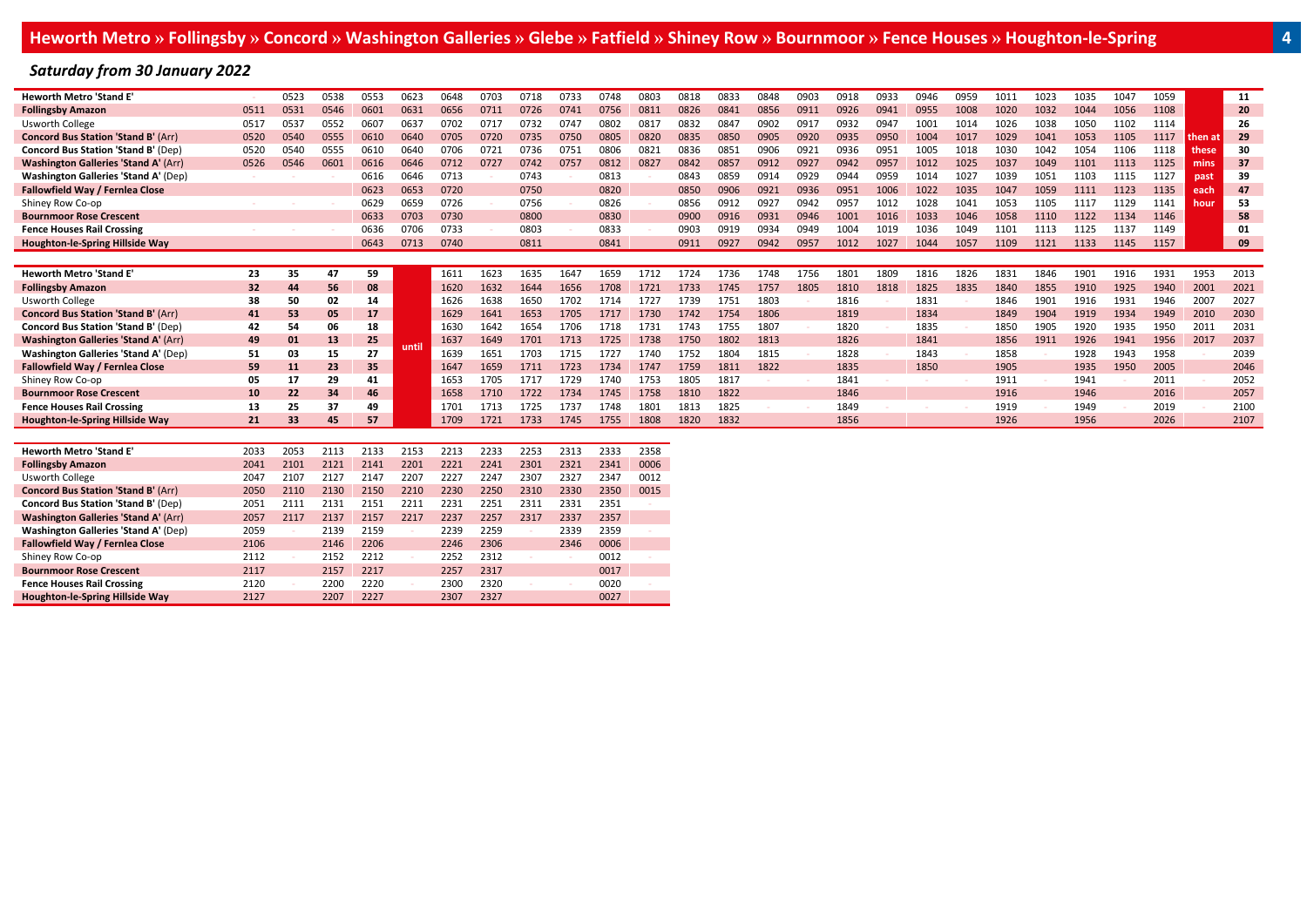# Heworth Metro » Follingsby » Concord » Washington Galleries » Glebe » Fatfield » Shiney Row » Bournmoor » Fence Houses » Houghton-le-Spring

## *Saturday from 30 January 2022*

| Stop | | | | | | | | | | | | | | | | | | | | | | | | | | |
|---|---|---|---|---|---|---|---|---|---|---|---|---|---|---|---|---|---|---|---|---|---|---|---|---|---|---|
| **Heworth Metro 'Stand E'** | - | 0523 | 0538 | 0553 | 0623 | 0648 | 0703 | 0718 | 0733 | 0748 | 0803 | 0818 | 0833 | 0848 | 0903 | 0918 | 0933 | 0946 | 0959 | 1011 | 1023 | 1035 | 1047 | 1059 | then at | 11 |
| **Follingsby Amazon** | 0511 | 0531 | 0546 | 0601 | 0631 | 0656 | 0711 | 0726 | 0741 | 0756 | 0811 | 0826 | 0841 | 0856 | 0911 | 0926 | 0941 | 0955 | 1008 | 1020 | 1032 | 1044 | 1056 | 1108 | these | 20 |
| Usworth College | 0517 | 0537 | 0552 | 0607 | 0637 | 0702 | 0717 | 0732 | 0747 | 0802 | 0817 | 0832 | 0847 | 0902 | 0917 | 0932 | 0947 | 1001 | 1014 | 1026 | 1038 | 1050 | 1102 | 1114 | mins | 26 |
| **Concord Bus Station 'Stand B'** (Arr) | 0520 | 0540 | 0555 | 0610 | 0640 | 0705 | 0720 | 0735 | 0750 | 0805 | 0820 | 0835 | 0850 | 0905 | 0920 | 0935 | 0950 | 1004 | 1017 | 1029 | 1041 | 1053 | 1105 | 1117 | past | 29 |
| **Concord Bus Station 'Stand B'** (Dep) | 0520 | 0540 | 0555 | 0610 | 0640 | 0706 | 0721 | 0736 | 0751 | 0806 | 0821 | 0836 | 0851 | 0906 | 0921 | 0936 | 0951 | 1005 | 1018 | 1030 | 1042 | 1054 | 1106 | 1118 | each | 30 |
| **Washington Galleries 'Stand A'** (Arr) | 0526 | 0546 | 0601 | 0616 | 0646 | 0712 | 0727 | 0742 | 0757 | 0812 | 0827 | 0842 | 0857 | 0912 | 0927 | 0942 | 0957 | 1012 | 1025 | 1037 | 1049 | 1101 | 1113 | 1125 | hour | 37 |
| **Washington Galleries 'Stand A'** (Dep) | - | - | - | 0616 | 0646 | 0713 | - | 0743 | - | 0813 | - | 0843 | 0859 | 0914 | 0929 | 0944 | 0959 | 1014 | 1027 | 1039 | 1051 | 1103 | 1115 | 1127 | | 39 |
| **Fallowfield Way / Fernlea Close** | | | | 0623 | 0653 | 0720 | | 0750 | | 0820 | | 0850 | 0906 | 0921 | 0936 | 0951 | 1006 | 1022 | 1035 | 1047 | 1059 | 1111 | 1123 | 1135 | | 47 |
| Shiney Row Co-op | - | - | - | 0629 | 0659 | 0726 | - | 0756 | - | 0826 | - | 0856 | 0912 | 0927 | 0942 | 0957 | 1012 | 1028 | 1041 | 1053 | 1105 | 1117 | 1129 | 1141 | | 53 |
| **Bournmoor Rose Crescent** | | | | 0633 | 0703 | 0730 | | 0800 | | 0830 | | 0900 | 0916 | 0931 | 0946 | 1001 | 1016 | 1033 | 1046 | 1058 | 1110 | 1122 | 1134 | 1146 | | 58 |
| **Fence Houses Rail Crossing** | - | - | - | 0636 | 0706 | 0733 | - | 0803 | - | 0833 | - | 0903 | 0919 | 0934 | 0949 | 1004 | 1019 | 1036 | 1049 | 1101 | 1113 | 1125 | 1137 | 1149 | | 01 |
| **Houghton-le-Spring Hillside Way** | | | | 0643 | 0713 | 0740 | | 0811 | | 0841 | | 0911 | 0927 | 0942 | 0957 | 1012 | 1027 | 1044 | 1057 | 1109 | 1121 | 1133 | 1145 | 1157 | | 09 |

| Stop | | | | | | | | | | | | | | | | | | | | | | | | | | |
|---|---|---|---|---|---|---|---|---|---|---|---|---|---|---|---|---|---|---|---|---|---|---|---|---|---|---|
| **Heworth Metro 'Stand E'** | 23 | 35 | 47 | 59 | until | 1611 | 1623 | 1635 | 1647 | 1659 | 1712 | 1724 | 1736 | 1748 | 1756 | 1801 | 1809 | 1816 | 1826 | 1831 | 1846 | 1901 | 1916 | 1931 | 1953 | 2013 |
| **Follingsby Amazon** | 32 | 44 | 56 | 08 | | 1620 | 1632 | 1644 | 1656 | 1708 | 1721 | 1733 | 1745 | 1757 | 1805 | 1810 | 1818 | 1825 | 1835 | 1840 | 1855 | 1910 | 1925 | 1940 | 2001 | 2021 |
| Usworth College | 38 | 50 | 02 | 14 | | 1626 | 1638 | 1650 | 1702 | 1714 | 1727 | 1739 | 1751 | 1803 | - | 1816 | - | 1831 | - | 1846 | 1901 | 1916 | 1931 | 1946 | 2007 | 2027 |
| **Concord Bus Station 'Stand B'** (Arr) | 41 | 53 | 05 | 17 | | 1629 | 1641 | 1653 | 1705 | 1717 | 1730 | 1742 | 1754 | 1806 | | 1819 | | 1834 | | 1849 | 1904 | 1919 | 1934 | 1949 | 2010 | 2030 |
| **Concord Bus Station 'Stand B'** (Dep) | 42 | 54 | 06 | 18 | | 1630 | 1642 | 1654 | 1706 | 1718 | 1731 | 1743 | 1755 | 1807 | - | 1820 | - | 1835 | - | 1850 | 1905 | 1920 | 1935 | 1950 | 2011 | 2031 |
| **Washington Galleries 'Stand A'** (Arr) | 49 | 01 | 13 | 25 | | 1637 | 1649 | 1701 | 1713 | 1725 | 1738 | 1750 | 1802 | 1813 | | 1826 | | 1841 | | 1856 | 1911 | 1926 | 1941 | 1956 | 2017 | 2037 |
| **Washington Galleries 'Stand A'** (Dep) | 51 | 03 | 15 | 27 | | 1639 | 1651 | 1703 | 1715 | 1727 | 1740 | 1752 | 1804 | 1815 | - | 1828 | - | 1843 | - | 1858 | - | 1928 | 1943 | 1958 | - | 2039 |
| **Fallowfield Way / Fernlea Close** | 59 | 11 | 23 | 35 | | 1647 | 1659 | 1711 | 1723 | 1734 | 1747 | 1759 | 1811 | 1822 | | 1835 | | 1850 | | 1905 | | 1935 | 1950 | 2005 | | 2046 |
| Shiney Row Co-op | 05 | 17 | 29 | 41 | | 1653 | 1705 | 1717 | 1729 | 1740 | 1753 | 1805 | 1817 | - | - | 1841 | - | - | - | 1911 | - | 1941 | - | 2011 | - | 2052 |
| **Bournmoor Rose Crescent** | 10 | 22 | 34 | 46 | | 1658 | 1710 | 1722 | 1734 | 1745 | 1758 | 1810 | 1822 | | | 1846 | | | | 1916 | | 1946 | | 2016 | | 2057 |
| **Fence Houses Rail Crossing** | 13 | 25 | 37 | 49 | | 1701 | 1713 | 1725 | 1737 | 1748 | 1801 | 1813 | 1825 | - | - | 1849 | - | - | - | 1919 | - | 1949 | - | 2019 | - | 2100 |
| **Houghton-le-Spring Hillside Way** | 21 | 33 | 45 | 57 | | 1709 | 1721 | 1733 | 1745 | 1755 | 1808 | 1820 | 1832 | | | 1856 | | | | 1926 | | 1956 | | 2026 | | 2107 |

| Stop | | | | | | | | | | | |
|---|---|---|---|---|---|---|---|---|---|---|---|
| **Heworth Metro 'Stand E'** | 2033 | 2053 | 2113 | 2133 | 2153 | 2213 | 2233 | 2253 | 2313 | 2333 | 2358 |
| **Follingsby Amazon** | 2041 | 2101 | 2121 | 2141 | 2201 | 2221 | 2241 | 2301 | 2321 | 2341 | 0006 |
| Usworth College | 2047 | 2107 | 2127 | 2147 | 2207 | 2227 | 2247 | 2307 | 2327 | 2347 | 0012 |
| **Concord Bus Station 'Stand B'** (Arr) | 2050 | 2110 | 2130 | 2150 | 2210 | 2230 | 2250 | 2310 | 2330 | 2350 | 0015 |
| **Concord Bus Station 'Stand B'** (Dep) | 2051 | 2111 | 2131 | 2151 | 2211 | 2231 | 2251 | 2311 | 2331 | 2351 | - |
| **Washington Galleries 'Stand A'** (Arr) | 2057 | 2117 | 2137 | 2157 | 2217 | 2237 | 2257 | 2317 | 2337 | 2357 | |
| **Washington Galleries 'Stand A'** (Dep) | 2059 | - | 2139 | 2159 | - | 2239 | 2259 | - | 2339 | 2359 | - |
| **Fallowfield Way / Fernlea Close** | 2106 | | 2146 | 2206 | | 2246 | 2306 | | 2346 | 0006 | |
| Shiney Row Co-op | 2112 | - | 2152 | 2212 | - | 2252 | 2312 | - | - | 0012 | - |
| **Bournmoor Rose Crescent** | 2117 | | 2157 | 2217 | | 2257 | 2317 | | | 0017 | |
| **Fence Houses Rail Crossing** | 2120 | - | 2200 | 2220 | - | 2300 | 2320 | - | - | 0020 | - |
| **Houghton-le-Spring Hillside Way** | 2127 | | 2207 | 2227 | | 2307 | 2327 | | | 0027 | |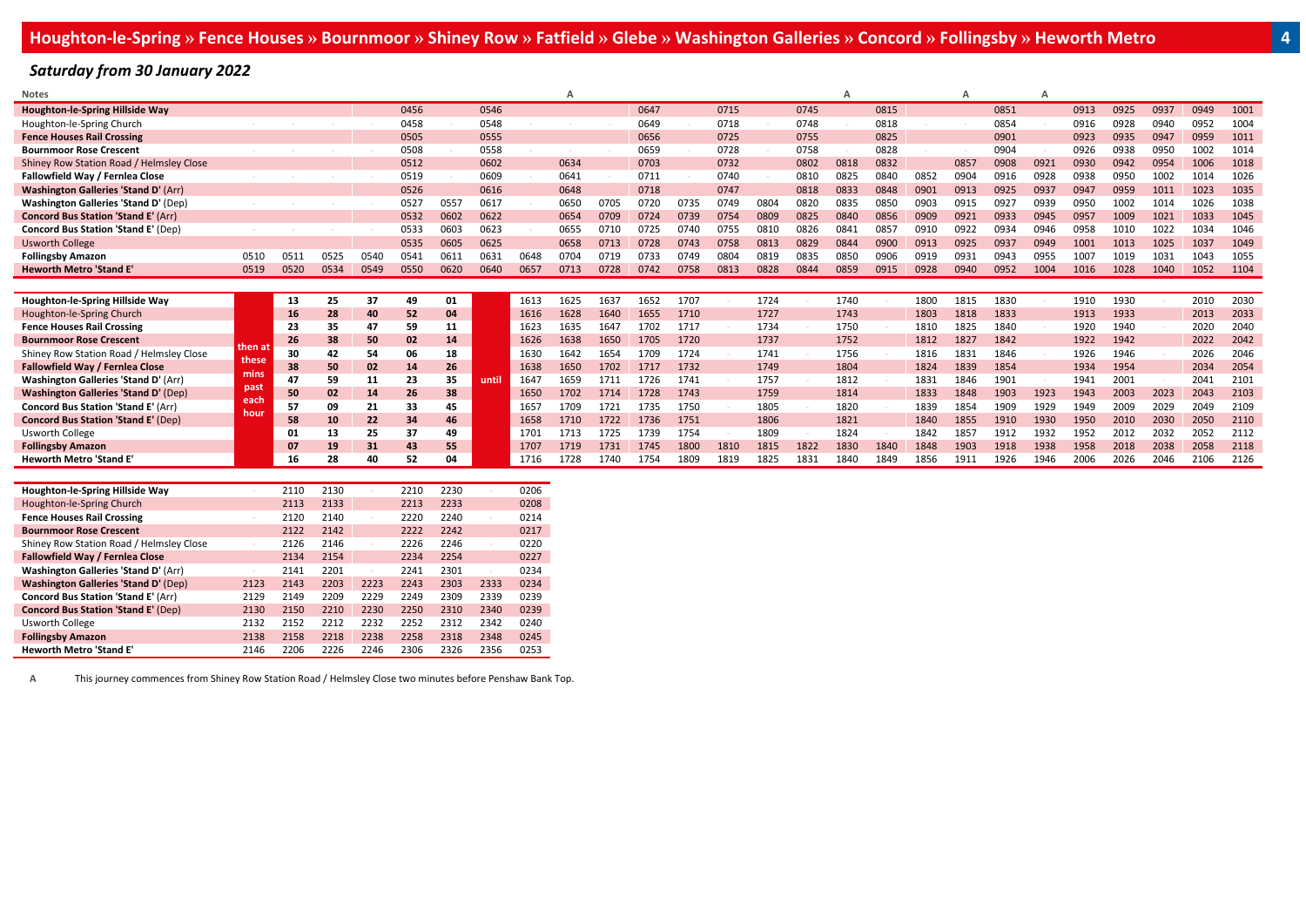# Houghton-le-Spring » Fence Houses » Bournmoor » Shiney Row » Fatfield » Glebe » Washington Galleries » Concord » Follingsby » Heworth Metro

## *Saturday from 30 January 2022*

| Notes | | | | | | | | | A | | | | | | | A | | | A | | A | | | | | |
|---|---|---|---|---|---|---|---|---|---|---|---|---|---|---|---|---|---|---|---|---|---|---|---|---|---|---|
| **Houghton-le-Spring Hillside Way** | | | | | 0456 | | 0546 | | | | 0647 | | 0715 | | 0745 | | 0815 | | | 0851 | | 0913 | 0925 | 0937 | 0949 | 1001 |
| Houghton-le-Spring Church | - | - | - | - | 0458 | - | 0548 | - | - | - | 0649 | - | 0718 | - | 0748 | - | 0818 | - | - | 0854 | - | 0916 | 0928 | 0940 | 0952 | 1004 |
| **Fence Houses Rail Crossing** | | | | | 0505 | | 0555 | | | | 0656 | | 0725 | | 0755 | | 0825 | | | 0901 | | 0923 | 0935 | 0947 | 0959 | 1011 |
| **Bournmoor Rose Crescent** | - | - | - | - | 0508 | - | 0558 | - | - | - | 0659 | - | 0728 | - | 0758 | - | 0828 | - | - | 0904 | - | 0926 | 0938 | 0950 | 1002 | 1014 |
| Shiney Row Station Road / Helmsley Close | | | | | 0512 | | 0602 | | 0634 | | 0703 | | 0732 | | 0802 | 0818 | 0832 | | 0857 | 0908 | 0921 | 0930 | 0942 | 0954 | 1006 | 1018 |
| **Fallowfield Way / Fernlea Close** | - | - | - | - | 0519 | - | 0609 | - | 0641 | - | 0711 | - | 0740 | - | 0810 | 0825 | 0840 | 0852 | 0904 | 0916 | 0928 | 0938 | 0950 | 1002 | 1014 | 1026 |
| **Washington Galleries 'Stand D'** (Arr) | | | | | 0526 | | 0616 | | 0648 | | 0718 | | 0747 | | 0818 | 0833 | 0848 | 0901 | 0913 | 0925 | 0937 | 0947 | 0959 | 1011 | 1023 | 1035 |
| **Washington Galleries 'Stand D'** (Dep) | - | - | - | - | 0527 | 0557 | 0617 | - | 0650 | 0705 | 0720 | 0735 | 0749 | 0804 | 0820 | 0835 | 0850 | 0903 | 0915 | 0927 | 0939 | 0950 | 1002 | 1014 | 1026 | 1038 |
| **Concord Bus Station 'Stand E'** (Arr) | | | | | 0532 | 0602 | 0622 | | 0654 | 0709 | 0724 | 0739 | 0754 | 0809 | 0825 | 0840 | 0856 | 0909 | 0921 | 0933 | 0945 | 0957 | 1009 | 1021 | 1033 | 1045 |
| **Concord Bus Station 'Stand E'** (Dep) | - | - | - | - | 0533 | 0603 | 0623 | - | 0655 | 0710 | 0725 | 0740 | 0755 | 0810 | 0826 | 0841 | 0857 | 0910 | 0922 | 0934 | 0946 | 0958 | 1010 | 1022 | 1034 | 1046 |
| Usworth College | | | | | 0535 | 0605 | 0625 | | 0658 | 0713 | 0728 | 0743 | 0758 | 0813 | 0829 | 0844 | 0900 | 0913 | 0925 | 0937 | 0949 | 1001 | 1013 | 1025 | 1037 | 1049 |
| **Follingsby Amazon** | 0510 | 0511 | 0525 | 0540 | 0541 | 0611 | 0631 | 0648 | 0704 | 0719 | 0733 | 0749 | 0804 | 0819 | 0835 | 0850 | 0906 | 0919 | 0931 | 0943 | 0955 | 1007 | 1019 | 1031 | 1043 | 1055 |
| **Heworth Metro 'Stand E'** | 0519 | 0520 | 0534 | 0549 | 0550 | 0620 | 0640 | 0657 | 0713 | 0728 | 0742 | 0758 | 0813 | 0828 | 0844 | 0859 | 0915 | 0928 | 0940 | 0952 | 1004 | 1016 | 1028 | 1040 | 1052 | 1104 |

| | | | | | | | | | | | | | | | | | | | | | | | | | |
|---|---|---|---|---|---|---|---|---|---|---|---|---|---|---|---|---|---|---|---|---|---|---|---|---|---|
| **Houghton-le-Spring Hillside Way** | then at these mins past each hour | **13** | **25** | **37** | **49** | **01** | until | 1613 | 1625 | 1637 | 1652 | 1707 | - | 1724 | - | 1740 | - | 1800 | 1815 | 1830 | - | 1910 | 1930 | - | 2010 | 2030 |
| Houghton-le-Spring Church | | **16** | **28** | **40** | **52** | **04** | | 1616 | 1628 | 1640 | 1655 | 1710 | | 1727 | | 1743 | | 1803 | 1818 | 1833 | | 1913 | 1933 | | 2013 | 2033 |
| **Fence Houses Rail Crossing** | | **23** | **35** | **47** | **59** | **11** | | 1623 | 1635 | 1647 | 1702 | 1717 | - | 1734 | - | 1750 | - | 1810 | 1825 | 1840 | - | 1920 | 1940 | - | 2020 | 2040 |
| **Bournmoor Rose Crescent** | | **26** | **38** | **50** | **02** | **14** | | 1626 | 1638 | 1650 | 1705 | 1720 | | 1737 | | 1752 | | 1812 | 1827 | 1842 | | 1922 | 1942 | | 2022 | 2042 |
| Shiney Row Station Road / Helmsley Close | | **30** | **42** | **54** | **06** | **18** | | 1630 | 1642 | 1654 | 1709 | 1724 | - | 1741 | - | 1756 | - | 1816 | 1831 | 1846 | - | 1926 | 1946 | - | 2026 | 2046 |
| **Fallowfield Way / Fernlea Close** | | **38** | **50** | **02** | **14** | **26** | | 1638 | 1650 | 1702 | 1717 | 1732 | | 1749 | | 1804 | | 1824 | 1839 | 1854 | | 1934 | 1954 | | 2034 | 2054 |
| **Washington Galleries 'Stand D'** (Arr) | | **47** | **59** | **11** | **23** | **35** | | 1647 | 1659 | 1711 | 1726 | 1741 | - | 1757 | - | 1812 | - | 1831 | 1846 | 1901 | - | 1941 | 2001 | - | 2041 | 2101 |
| **Washington Galleries 'Stand D'** (Dep) | | **50** | **02** | **14** | **26** | **38** | | 1650 | 1702 | 1714 | 1728 | 1743 | | 1759 | | 1814 | | 1833 | 1848 | 1903 | 1923 | 1943 | 2003 | 2023 | 2043 | 2103 |
| **Concord Bus Station 'Stand E'** (Arr) | | **57** | **09** | **21** | **33** | **45** | | 1657 | 1709 | 1721 | 1735 | 1750 | - | 1805 | - | 1820 | - | 1839 | 1854 | 1909 | 1929 | 1949 | 2009 | 2029 | 2049 | 2109 |
| **Concord Bus Station 'Stand E'** (Dep) | | **58** | **10** | **22** | **34** | **46** | | 1658 | 1710 | 1722 | 1736 | 1751 | | 1806 | | 1821 | | 1840 | 1855 | 1910 | 1930 | 1950 | 2010 | 2030 | 2050 | 2110 |
| Usworth College | | **01** | **13** | **25** | **37** | **49** | | 1701 | 1713 | 1725 | 1739 | 1754 | - | 1809 | - | 1824 | - | 1842 | 1857 | 1912 | 1932 | 1952 | 2012 | 2032 | 2052 | 2112 |
| **Follingsby Amazon** | | **07** | **19** | **31** | **43** | **55** | | 1707 | 1719 | 1731 | 1745 | 1800 | 1810 | 1815 | 1822 | 1830 | 1840 | 1848 | 1903 | 1918 | 1938 | 1958 | 2018 | 2038 | 2058 | 2118 |
| **Heworth Metro 'Stand E'** | | **16** | **28** | **40** | **52** | **04** | | 1716 | 1728 | 1740 | 1754 | 1809 | 1819 | 1825 | 1831 | 1840 | 1849 | 1856 | 1911 | 1926 | 1946 | 2006 | 2026 | 2046 | 2106 | 2126 |

| | | | | | | | | |
|---|---|---|---|---|---|---|---|---|
| **Houghton-le-Spring Hillside Way** | - | 2110 | 2130 | - | 2210 | 2230 | - | 0206 |
| Houghton-le-Spring Church | | 2113 | 2133 | | 2213 | 2233 | | 0208 |
| **Fence Houses Rail Crossing** | - | 2120 | 2140 | - | 2220 | 2240 | - | 0214 |
| **Bournmoor Rose Crescent** | | 2122 | 2142 | | 2222 | 2242 | | 0217 |
| Shiney Row Station Road / Helmsley Close | - | 2126 | 2146 | - | 2226 | 2246 | - | 0220 |
| **Fallowfield Way / Fernlea Close** | | 2134 | 2154 | | 2234 | 2254 | | 0227 |
| **Washington Galleries 'Stand D'** (Arr) | - | 2141 | 2201 | - | 2241 | 2301 | - | 0234 |
| **Washington Galleries 'Stand D'** (Dep) | 2123 | 2143 | 2203 | 2223 | 2243 | 2303 | 2333 | 0234 |
| **Concord Bus Station 'Stand E'** (Arr) | 2129 | 2149 | 2209 | 2229 | 2249 | 2309 | 2339 | 0239 |
| **Concord Bus Station 'Stand E'** (Dep) | 2130 | 2150 | 2210 | 2230 | 2250 | 2310 | 2340 | 0239 |
| Usworth College | 2132 | 2152 | 2212 | 2232 | 2252 | 2312 | 2342 | 0240 |
| **Follingsby Amazon** | 2138 | 2158 | 2218 | 2238 | 2258 | 2318 | 2348 | 0245 |
| **Heworth Metro 'Stand E'** | 2146 | 2206 | 2226 | 2246 | 2306 | 2326 | 2356 | 0253 |

A    This journey commences from Shiney Row Station Road / Helmsley Close two minutes before Penshaw Bank Top.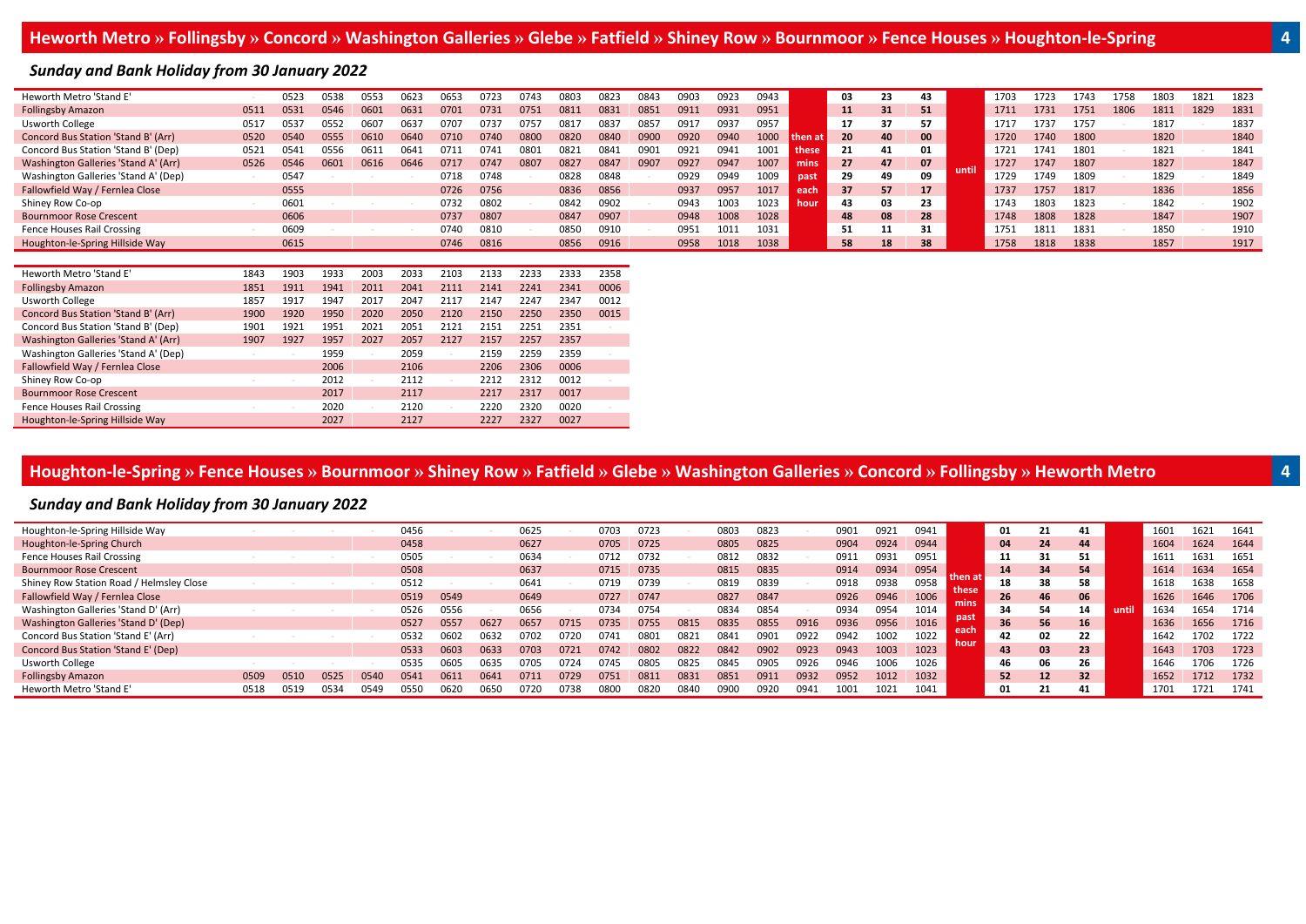## Heworth Metro » Follingsby » Concord » Washington Galleries » Glebe » Fatfield » Shiney Row » Bournmoor » Fence Houses » Houghton-le-Spring — 4

### *Sunday and Bank Holiday from 30 January 2022*

| | | | | | | | | | | | | | | | | | | | | | | | | | | | |
|---|---|---|---|---|---|---|---|---|---|---|---|---|---|---|---|---|---|---|---|---|---|---|---|---|---|---|---|
| Heworth Metro 'Stand E' | - | 0523 | 0538 | 0553 | 0623 | 0653 | 0723 | 0743 | 0803 | 0823 | 0843 | 0903 | 0923 | 0943 | | **03** | **23** | **43** | | 1703 | 1723 | 1743 | 1758 | 1803 | 1821 | 1823 |
| Follingsby Amazon | 0511 | 0531 | 0546 | 0601 | 0631 | 0701 | 0731 | 0751 | 0811 | 0831 | 0851 | 0911 | 0931 | 0951 | | **11** | **31** | **51** | | 1711 | 1731 | 1751 | 1806 | 1811 | 1829 | 1831 |
| Usworth College | 0517 | 0537 | 0552 | 0607 | 0637 | 0707 | 0737 | 0757 | 0817 | 0837 | 0857 | 0917 | 0937 | 0957 | | **17** | **37** | **57** | | 1717 | 1737 | 1757 | - | 1817 | - | 1837 |
| Concord Bus Station 'Stand B' (Arr) | 0520 | 0540 | 0555 | 0610 | 0640 | 0710 | 0740 | 0800 | 0820 | 0840 | 0900 | 0920 | 0940 | 1000 | then at | **20** | **40** | **00** | | 1720 | 1740 | 1800 | | 1820 | | 1840 |
| Concord Bus Station 'Stand B' (Dep) | 0521 | 0541 | 0556 | 0611 | 0641 | 0711 | 0741 | 0801 | 0821 | 0841 | 0901 | 0921 | 0941 | 1001 | these | **21** | **41** | **01** | | 1721 | 1741 | 1801 | - | 1821 | - | 1841 |
| Washington Galleries 'Stand A' (Arr) | 0526 | 0546 | 0601 | 0616 | 0646 | 0717 | 0747 | 0807 | 0827 | 0847 | 0907 | 0927 | 0947 | 1007 | mins | **27** | **47** | **07** | until | 1727 | 1747 | 1807 | | 1827 | | 1847 |
| Washington Galleries 'Stand A' (Dep) | - | 0547 | - | - | - | 0718 | 0748 | - | 0828 | 0848 | - | 0929 | 0949 | 1009 | past | **29** | **49** | **09** | | 1729 | 1749 | 1809 | - | 1829 | - | 1849 |
| Fallowfield Way / Fernlea Close | | 0555 | | | | 0726 | 0756 | | 0836 | 0856 | | 0937 | 0957 | 1017 | each | **37** | **57** | **17** | | 1737 | 1757 | 1817 | | 1836 | | 1856 |
| Shiney Row Co-op | - | 0601 | - | - | - | 0732 | 0802 | - | 0842 | 0902 | - | 0943 | 1003 | 1023 | hour | **43** | **03** | **23** | | 1743 | 1803 | 1823 | - | 1842 | - | 1902 |
| Bournmoor Rose Crescent | | 0606 | | | | 0737 | 0807 | | 0847 | 0907 | | 0948 | 1008 | 1028 | | **48** | **08** | **28** | | 1748 | 1808 | 1828 | | 1847 | | 1907 |
| Fence Houses Rail Crossing | - | 0609 | - | - | - | 0740 | 0810 | - | 0850 | 0910 | - | 0951 | 1011 | 1031 | | **51** | **11** | **31** | | 1751 | 1811 | 1831 | - | 1850 | - | 1910 |
| Houghton-le-Spring Hillside Way | | 0615 | | | | 0746 | 0816 | | 0856 | 0916 | | 0958 | 1018 | 1038 | | **58** | **18** | **38** | | 1758 | 1818 | 1838 | | 1857 | | 1917 |

| | | | | | | | | | | |
|---|---|---|---|---|---|---|---|---|---|---|
| Heworth Metro 'Stand E' | 1843 | 1903 | 1933 | 2003 | 2033 | 2103 | 2133 | 2233 | 2333 | 2358 |
| Follingsby Amazon | 1851 | 1911 | 1941 | 2011 | 2041 | 2111 | 2141 | 2241 | 2341 | 0006 |
| Usworth College | 1857 | 1917 | 1947 | 2017 | 2047 | 2117 | 2147 | 2247 | 2347 | 0012 |
| Concord Bus Station 'Stand B' (Arr) | 1900 | 1920 | 1950 | 2020 | 2050 | 2120 | 2150 | 2250 | 2350 | 0015 |
| Concord Bus Station 'Stand B' (Dep) | 1901 | 1921 | 1951 | 2021 | 2051 | 2121 | 2151 | 2251 | 2351 | - |
| Washington Galleries 'Stand A' (Arr) | 1907 | 1927 | 1957 | 2027 | 2057 | 2127 | 2157 | 2257 | 2357 | |
| Washington Galleries 'Stand A' (Dep) | - | - | 1959 | - | 2059 | - | 2159 | 2259 | 2359 | - |
| Fallowfield Way / Fernlea Close | | | 2006 | | 2106 | | 2206 | 2306 | 0006 | |
| Shiney Row Co-op | - | - | 2012 | - | 2112 | - | 2212 | 2312 | 0012 | - |
| Bournmoor Rose Crescent | | | 2017 | | 2117 | | 2217 | 2317 | 0017 | |
| Fence Houses Rail Crossing | - | - | 2020 | - | 2120 | - | 2220 | 2320 | 0020 | - |
| Houghton-le-Spring Hillside Way | | | 2027 | | 2127 | | 2227 | 2327 | 0027 | |

## Houghton-le-Spring » Fence Houses » Bournmoor » Shiney Row » Fatfield » Glebe » Washington Galleries » Concord » Follingsby » Heworth Metro — 4

### *Sunday and Bank Holiday from 30 January 2022*

| | | | | | | | | | | | | | | | | | | | | | | | | | |
|---|---|---|---|---|---|---|---|---|---|---|---|---|---|---|---|---|---|---|---|---|---|---|---|---|---|
| Houghton-le-Spring Hillside Way | - | - | - | - | 0456 | - | - | 0625 | - | 0703 | 0723 | - | 0803 | 0823 | - | 0901 | 0921 | 0941 | | **01** | **21** | **41** | | 1601 | 1621 | 1641 |
| Houghton-le-Spring Church | | | | | 0458 | | | 0627 | | 0705 | 0725 | | 0805 | 0825 | | 0904 | 0924 | 0944 | | **04** | **24** | **44** | | 1604 | 1624 | 1644 |
| Fence Houses Rail Crossing | - | - | - | - | 0505 | - | - | 0634 | - | 0712 | 0732 | - | 0812 | 0832 | - | 0911 | 0931 | 0951 | | **11** | **31** | **51** | | 1611 | 1631 | 1651 |
| Bournmoor Rose Crescent | | | | | 0508 | | | 0637 | | 0715 | 0735 | | 0815 | 0835 | | 0914 | 0934 | 0954 | | **14** | **34** | **54** | | 1614 | 1634 | 1654 |
| Shiney Row Station Road / Helmsley Close | - | - | - | - | 0512 | - | - | 0641 | - | 0719 | 0739 | - | 0819 | 0839 | - | 0918 | 0938 | 0958 | then at | **18** | **38** | **58** | | 1618 | 1638 | 1658 |
| Fallowfield Way / Fernlea Close | | | | | 0519 | 0549 | | 0649 | | 0727 | 0747 | | 0827 | 0847 | | 0926 | 0946 | 1006 | these | **26** | **46** | **06** | | 1626 | 1646 | 1706 |
| Washington Galleries 'Stand D' (Arr) | - | - | - | - | 0526 | 0556 | - | 0656 | - | 0734 | 0754 | - | 0834 | 0854 | - | 0934 | 0954 | 1014 | mins | **34** | **54** | **14** | until | 1634 | 1654 | 1714 |
| Washington Galleries 'Stand D' (Dep) | | | | | 0527 | 0557 | 0627 | 0657 | 0715 | 0735 | 0755 | 0815 | 0835 | 0855 | 0916 | 0936 | 0956 | 1016 | past | **36** | **56** | **16** | | 1636 | 1656 | 1716 |
| Concord Bus Station 'Stand E' (Arr) | - | - | - | - | 0532 | 0602 | 0632 | 0702 | 0720 | 0741 | 0801 | 0821 | 0841 | 0901 | 0922 | 0942 | 1002 | 1022 | each | **42** | **02** | **22** | | 1642 | 1702 | 1722 |
| Concord Bus Station 'Stand E' (Dep) | | | | | 0533 | 0603 | 0633 | 0703 | 0721 | 0742 | 0802 | 0822 | 0842 | 0902 | 0923 | 0943 | 1003 | 1023 | hour | **43** | **03** | **23** | | 1643 | 1703 | 1723 |
| Usworth College | - | - | - | - | 0535 | 0605 | 0635 | 0705 | 0724 | 0745 | 0805 | 0825 | 0845 | 0905 | 0926 | 0946 | 1006 | 1026 | | **46** | **06** | **26** | | 1646 | 1706 | 1726 |
| Follingsby Amazon | 0509 | 0510 | 0525 | 0540 | 0541 | 0611 | 0641 | 0711 | 0729 | 0751 | 0811 | 0831 | 0851 | 0911 | 0932 | 0952 | 1012 | 1032 | | **52** | **12** | **32** | | 1652 | 1712 | 1732 |
| Heworth Metro 'Stand E' | 0518 | 0519 | 0534 | 0549 | 0550 | 0620 | 0650 | 0720 | 0738 | 0800 | 0820 | 0840 | 0900 | 0920 | 0941 | 1001 | 1021 | 1041 | | **01** | **21** | **41** | | 1701 | 1721 | 1741 |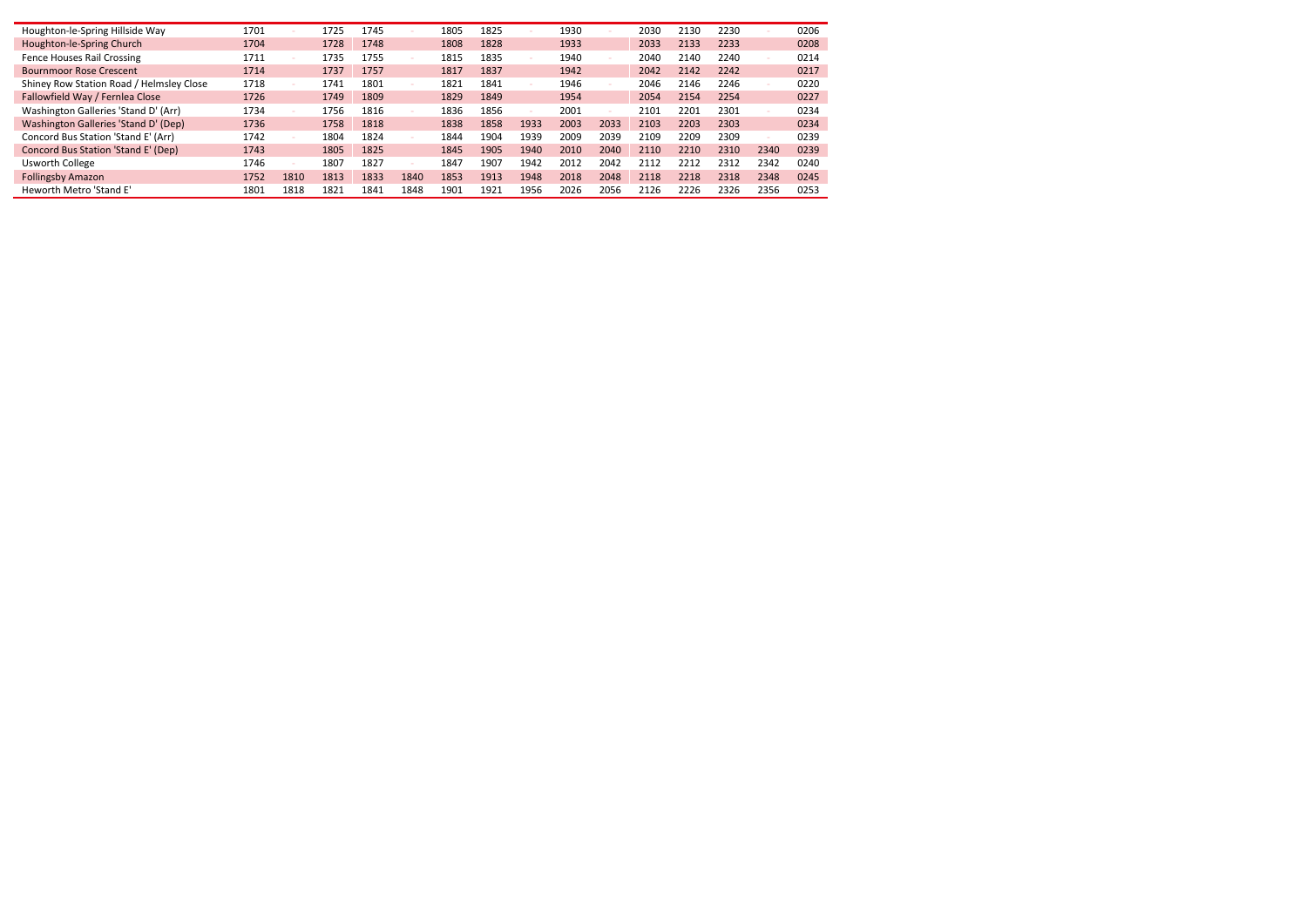| | | | | | | | | | | | | | | | |
|---|---|---|---|---|---|---|---|---|---|---|---|---|---|---|---|
| Houghton-le-Spring Hillside Way | 1701 | - | 1725 | 1745 | - | 1805 | 1825 | - | 1930 | - | 2030 | 2130 | 2230 | - | 0206 |
| Houghton-le-Spring Church | 1704 | | 1728 | 1748 | | 1808 | 1828 | | 1933 | | 2033 | 2133 | 2233 | | 0208 |
| Fence Houses Rail Crossing | 1711 | - | 1735 | 1755 | - | 1815 | 1835 | - | 1940 | - | 2040 | 2140 | 2240 | - | 0214 |
| Bournmoor Rose Crescent | 1714 | | 1737 | 1757 | | 1817 | 1837 | | 1942 | | 2042 | 2142 | 2242 | | 0217 |
| Shiney Row Station Road / Helmsley Close | 1718 | - | 1741 | 1801 | - | 1821 | 1841 | - | 1946 | - | 2046 | 2146 | 2246 | - | 0220 |
| Fallowfield Way / Fernlea Close | 1726 | | 1749 | 1809 | | 1829 | 1849 | | 1954 | | 2054 | 2154 | 2254 | | 0227 |
| Washington Galleries 'Stand D' (Arr) | 1734 | - | 1756 | 1816 | - | 1836 | 1856 | - | 2001 | | 2101 | 2201 | 2301 | - | 0234 |
| Washington Galleries 'Stand D' (Dep) | 1736 | | 1758 | 1818 | | 1838 | 1858 | 1933 | 2003 | 2033 | 2103 | 2203 | 2303 | | 0234 |
| Concord Bus Station 'Stand E' (Arr) | 1742 | - | 1804 | 1824 | - | 1844 | 1904 | 1939 | 2009 | 2039 | 2109 | 2209 | 2309 | - | 0239 |
| Concord Bus Station 'Stand E' (Dep) | 1743 | | 1805 | 1825 | | 1845 | 1905 | 1940 | 2010 | 2040 | 2110 | 2210 | 2310 | 2340 | 0239 |
| Usworth College | 1746 | - | 1807 | 1827 | - | 1847 | 1907 | 1942 | 2012 | 2042 | 2112 | 2212 | 2312 | 2342 | 0240 |
| Follingsby Amazon | 1752 | 1810 | 1813 | 1833 | 1840 | 1853 | 1913 | 1948 | 2018 | 2048 | 2118 | 2218 | 2318 | 2348 | 0245 |
| Heworth Metro 'Stand E' | 1801 | 1818 | 1821 | 1841 | 1848 | 1901 | 1921 | 1956 | 2026 | 2056 | 2126 | 2226 | 2326 | 2356 | 0253 |